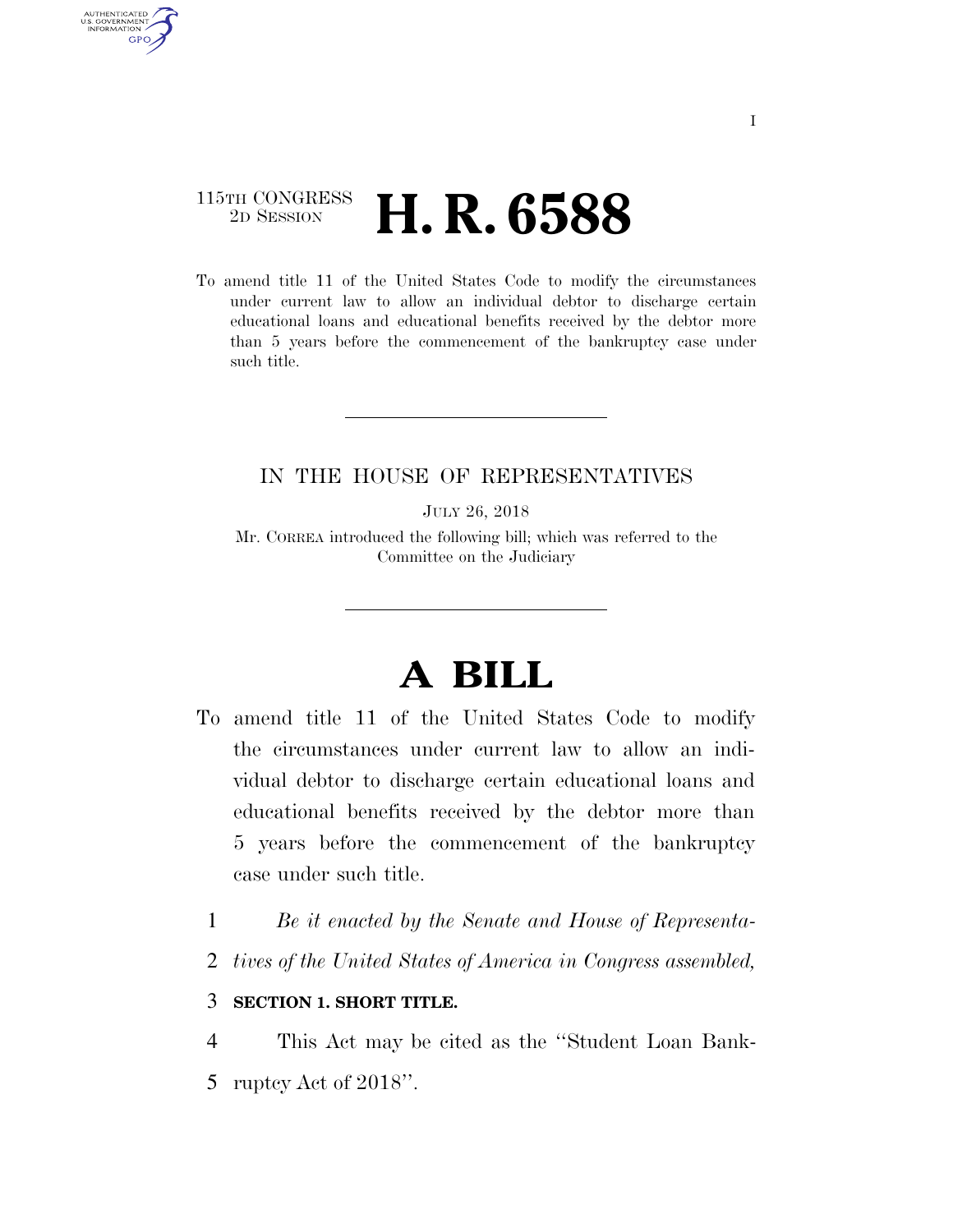115TH CONGRESS
2D SESSION

# H. R. 6588

To amend title 11 of the United States Code to modify the circumstances under current law to allow an individual debtor to discharge certain educational loans and educational benefits received by the debtor more than 5 years before the commencement of the bankruptcy case under such title.

IN THE HOUSE OF REPRESENTATIVES

JULY 26, 2018

Mr. CORREA introduced the following bill; which was referred to the Committee on the Judiciary

# A BILL

To amend title 11 of the United States Code to modify the circumstances under current law to allow an individual debtor to discharge certain educational loans and educational benefits received by the debtor more than 5 years before the commencement of the bankruptcy case under such title.

*Be it enacted by the Senate and House of Representatives of the United States of America in Congress assembled,*

**SECTION 1. SHORT TITLE.**

This Act may be cited as the ''Student Loan Bankruptcy Act of 2018''.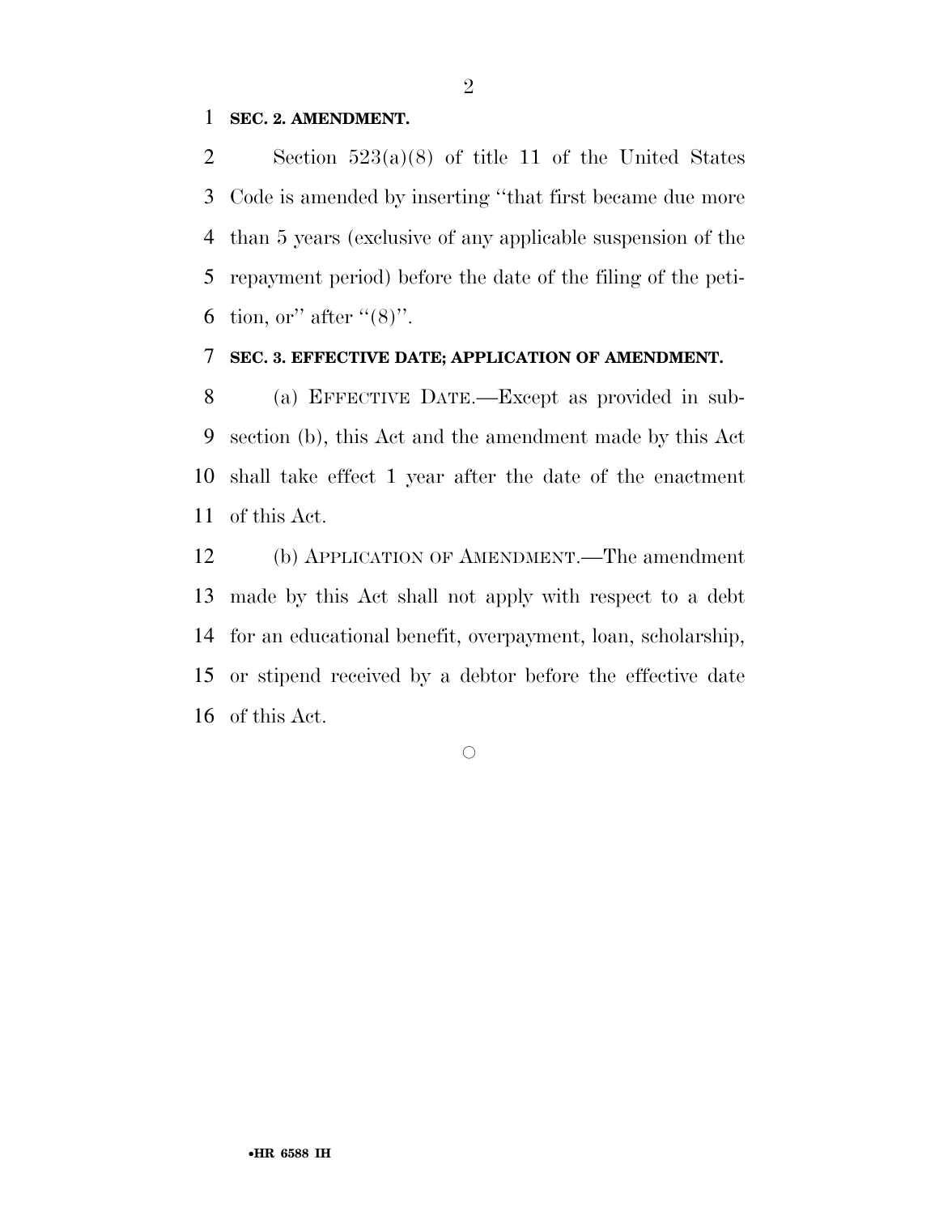**SEC. 2. AMENDMENT.**

Section 523(a)(8) of title 11 of the United States Code is amended by inserting ''that first became due more than 5 years (exclusive of any applicable suspension of the repayment period) before the date of the filing of the petition, or'' after ''(8)''.

**SEC. 3. EFFECTIVE DATE; APPLICATION OF AMENDMENT.**

(a) EFFECTIVE DATE.—Except as provided in subsection (b), this Act and the amendment made by this Act shall take effect 1 year after the date of the enactment of this Act.

(b) APPLICATION OF AMENDMENT.—The amendment made by this Act shall not apply with respect to a debt for an educational benefit, overpayment, loan, scholarship, or stipend received by a debtor before the effective date of this Act.

○